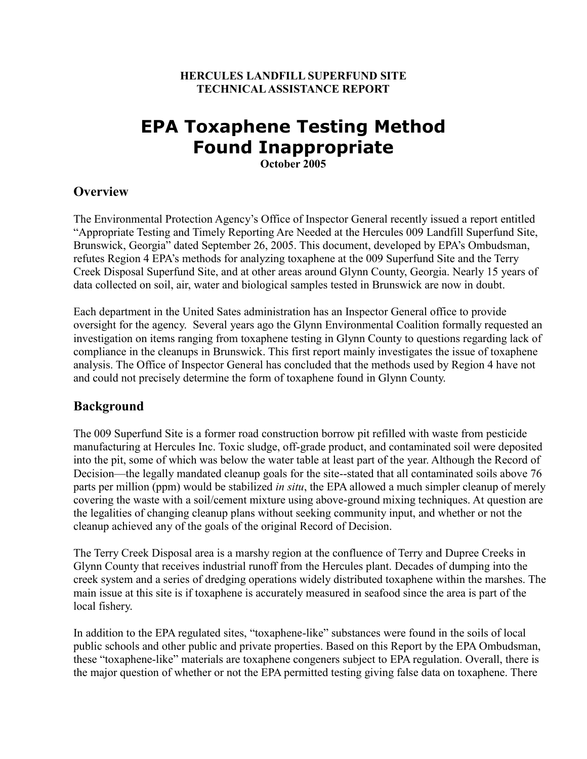**HERCULES LANDFILL SUPERFUND SITE**
**TECHNICAL ASSISTANCE REPORT**

# EPA Toxaphene Testing Method Found Inappropriate

**October 2005**

## Overview

The Environmental Protection Agency's Office of Inspector General recently issued a report entitled "Appropriate Testing and Timely Reporting Are Needed at the Hercules 009 Landfill Superfund Site, Brunswick, Georgia" dated September 26, 2005. This document, developed by EPA's Ombudsman, refutes Region 4 EPA's methods for analyzing toxaphene at the 009 Superfund Site and the Terry Creek Disposal Superfund Site, and at other areas around Glynn County, Georgia. Nearly 15 years of data collected on soil, air, water and biological samples tested in Brunswick are now in doubt.

Each department in the United Sates administration has an Inspector General office to provide oversight for the agency. Several years ago the Glynn Environmental Coalition formally requested an investigation on items ranging from toxaphene testing in Glynn County to questions regarding lack of compliance in the cleanups in Brunswick. This first report mainly investigates the issue of toxaphene analysis. The Office of Inspector General has concluded that the methods used by Region 4 have not and could not precisely determine the form of toxaphene found in Glynn County.

## Background

The 009 Superfund Site is a former road construction borrow pit refilled with waste from pesticide manufacturing at Hercules Inc. Toxic sludge, off-grade product, and contaminated soil were deposited into the pit, some of which was below the water table at least part of the year. Although the Record of Decision—the legally mandated cleanup goals for the site--stated that all contaminated soils above 76 parts per million (ppm) would be stabilized *in situ*, the EPA allowed a much simpler cleanup of merely covering the waste with a soil/cement mixture using above-ground mixing techniques. At question are the legalities of changing cleanup plans without seeking community input, and whether or not the cleanup achieved any of the goals of the original Record of Decision.

The Terry Creek Disposal area is a marshy region at the confluence of Terry and Dupree Creeks in Glynn County that receives industrial runoff from the Hercules plant. Decades of dumping into the creek system and a series of dredging operations widely distributed toxaphene within the marshes. The main issue at this site is if toxaphene is accurately measured in seafood since the area is part of the local fishery.

In addition to the EPA regulated sites, "toxaphene-like" substances were found in the soils of local public schools and other public and private properties. Based on this Report by the EPA Ombudsman, these "toxaphene-like" materials are toxaphene congeners subject to EPA regulation. Overall, there is the major question of whether or not the EPA permitted testing giving false data on toxaphene. There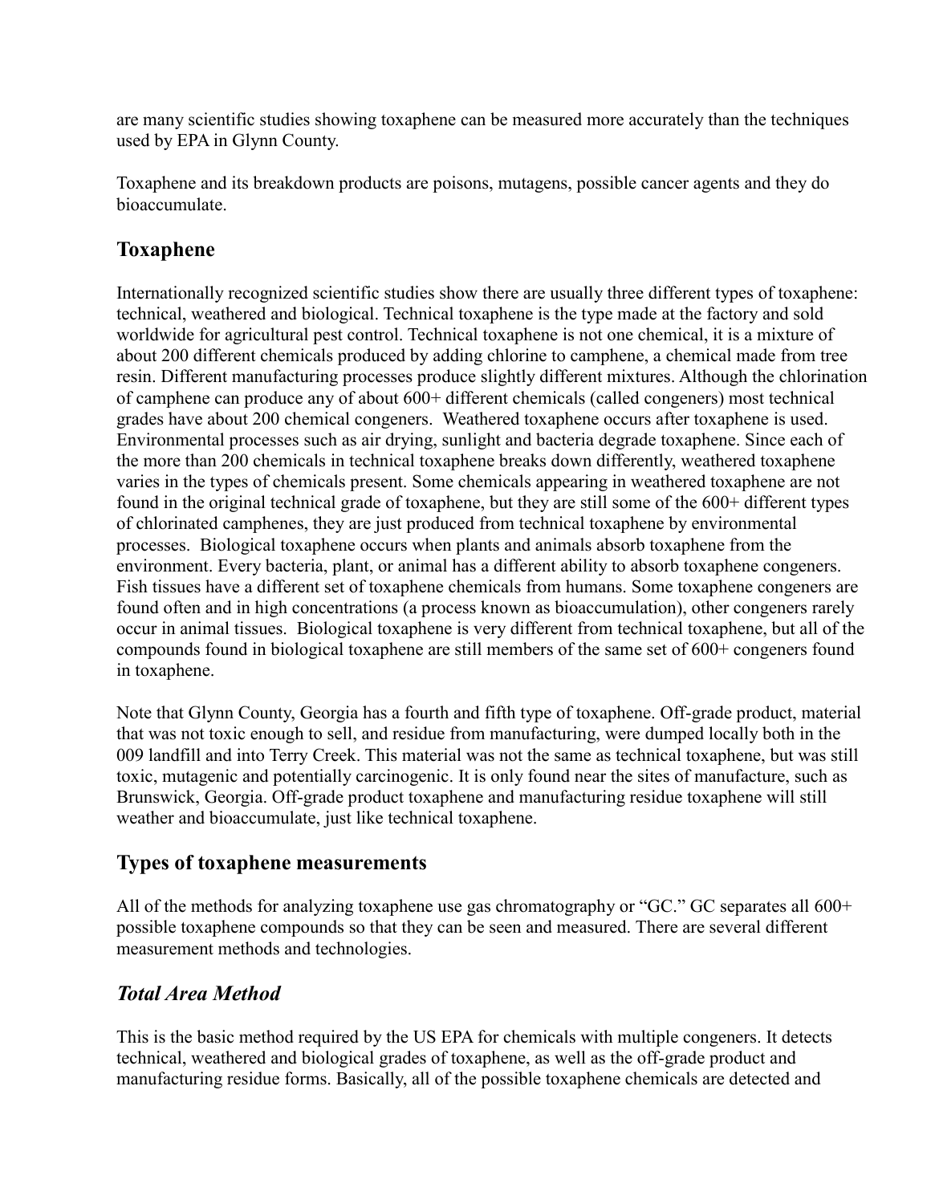are many scientific studies showing toxaphene can be measured more accurately than the techniques used by EPA in Glynn County.

Toxaphene and its breakdown products are poisons, mutagens, possible cancer agents and they do bioaccumulate.

## Toxaphene

Internationally recognized scientific studies show there are usually three different types of toxaphene: technical, weathered and biological. Technical toxaphene is the type made at the factory and sold worldwide for agricultural pest control. Technical toxaphene is not one chemical, it is a mixture of about 200 different chemicals produced by adding chlorine to camphene, a chemical made from tree resin. Different manufacturing processes produce slightly different mixtures. Although the chlorination of camphene can produce any of about 600+ different chemicals (called congeners) most technical grades have about 200 chemical congeners. Weathered toxaphene occurs after toxaphene is used. Environmental processes such as air drying, sunlight and bacteria degrade toxaphene. Since each of the more than 200 chemicals in technical toxaphene breaks down differently, weathered toxaphene varies in the types of chemicals present. Some chemicals appearing in weathered toxaphene are not found in the original technical grade of toxaphene, but they are still some of the 600+ different types of chlorinated camphenes, they are just produced from technical toxaphene by environmental processes. Biological toxaphene occurs when plants and animals absorb toxaphene from the environment. Every bacteria, plant, or animal has a different ability to absorb toxaphene congeners. Fish tissues have a different set of toxaphene chemicals from humans. Some toxaphene congeners are found often and in high concentrations (a process known as bioaccumulation), other congeners rarely occur in animal tissues. Biological toxaphene is very different from technical toxaphene, but all of the compounds found in biological toxaphene are still members of the same set of 600+ congeners found in toxaphene.

Note that Glynn County, Georgia has a fourth and fifth type of toxaphene. Off-grade product, material that was not toxic enough to sell, and residue from manufacturing, were dumped locally both in the 009 landfill and into Terry Creek. This material was not the same as technical toxaphene, but was still toxic, mutagenic and potentially carcinogenic. It is only found near the sites of manufacture, such as Brunswick, Georgia. Off-grade product toxaphene and manufacturing residue toxaphene will still weather and bioaccumulate, just like technical toxaphene.

## Types of toxaphene measurements

All of the methods for analyzing toxaphene use gas chromatography or "GC." GC separates all 600+ possible toxaphene compounds so that they can be seen and measured. There are several different measurement methods and technologies.

### *Total Area Method*

This is the basic method required by the US EPA for chemicals with multiple congeners. It detects technical, weathered and biological grades of toxaphene, as well as the off-grade product and manufacturing residue forms. Basically, all of the possible toxaphene chemicals are detected and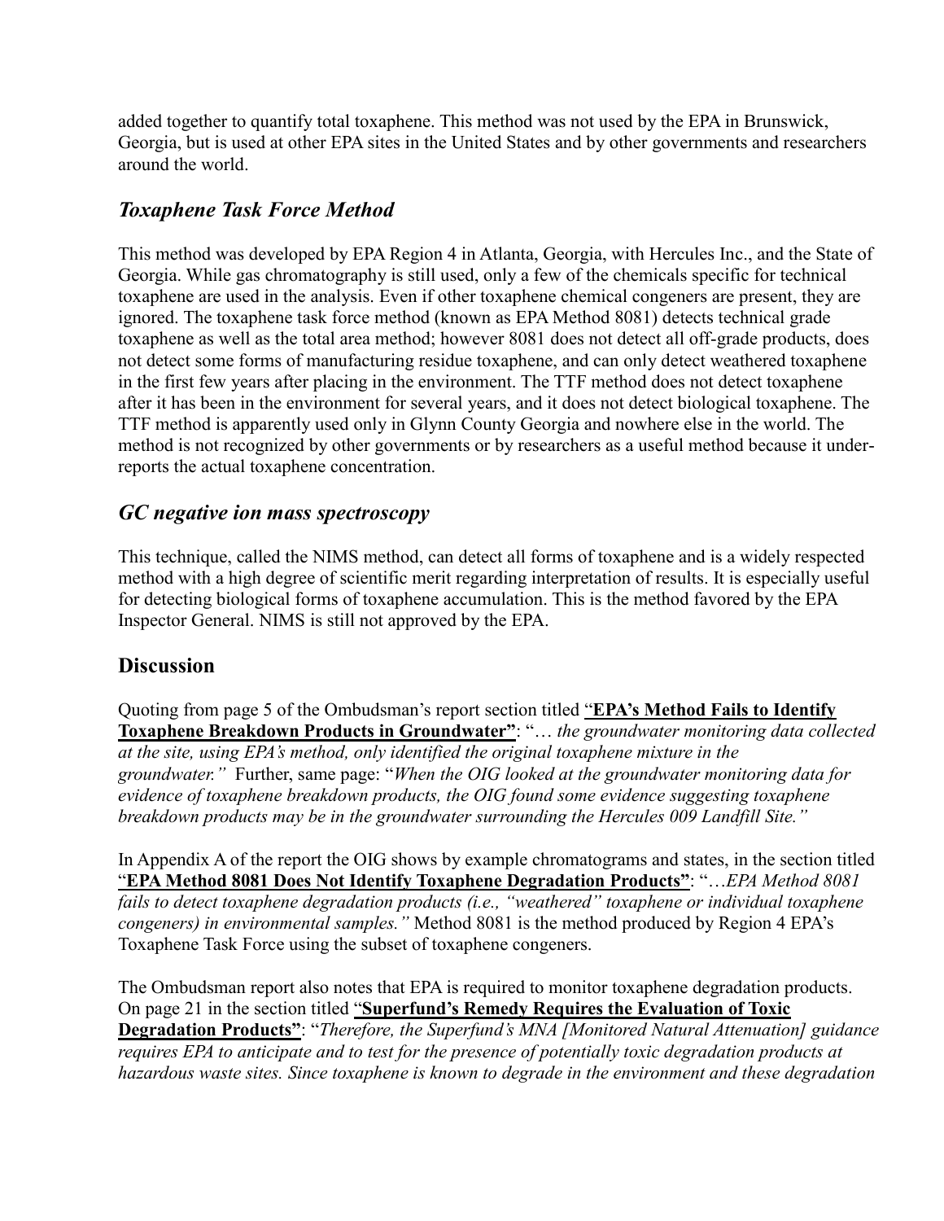added together to quantify total toxaphene. This method was not used by the EPA in Brunswick, Georgia, but is used at other EPA sites in the United States and by other governments and researchers around the world.

## *Toxaphene Task Force Method*

This method was developed by EPA Region 4 in Atlanta, Georgia, with Hercules Inc., and the State of Georgia. While gas chromatography is still used, only a few of the chemicals specific for technical toxaphene are used in the analysis. Even if other toxaphene chemical congeners are present, they are ignored. The toxaphene task force method (known as EPA Method 8081) detects technical grade toxaphene as well as the total area method; however 8081 does not detect all off-grade products, does not detect some forms of manufacturing residue toxaphene, and can only detect weathered toxaphene in the first few years after placing in the environment. The TTF method does not detect toxaphene after it has been in the environment for several years, and it does not detect biological toxaphene. The TTF method is apparently used only in Glynn County Georgia and nowhere else in the world. The method is not recognized by other governments or by researchers as a useful method because it under-reports the actual toxaphene concentration.

## *GC negative ion mass spectroscopy*

This technique, called the NIMS method, can detect all forms of toxaphene and is a widely respected method with a high degree of scientific merit regarding interpretation of results. It is especially useful for detecting biological forms of toxaphene accumulation. This is the method favored by the EPA Inspector General. NIMS is still not approved by the EPA.

## Discussion

Quoting from page 5 of the Ombudsman's report section titled "**EPA's Method Fails to Identify Toxaphene Breakdown Products in Groundwater**": "*… the groundwater monitoring data collected at the site, using EPA's method, only identified the original toxaphene mixture in the groundwater.*" Further, same page: "*When the OIG looked at the groundwater monitoring data for evidence of toxaphene breakdown products, the OIG found some evidence suggesting toxaphene breakdown products may be in the groundwater surrounding the Hercules 009 Landfill Site.*"

In Appendix A of the report the OIG shows by example chromatograms and states, in the section titled "**EPA Method 8081 Does Not Identify Toxaphene Degradation Products**": "*…EPA Method 8081 fails to detect toxaphene degradation products (i.e., "weathered" toxaphene or individual toxaphene congeners) in environmental samples.*" Method 8081 is the method produced by Region 4 EPA's Toxaphene Task Force using the subset of toxaphene congeners.

The Ombudsman report also notes that EPA is required to monitor toxaphene degradation products. On page 21 in the section titled "**Superfund's Remedy Requires the Evaluation of Toxic Degradation Products**": "*Therefore, the Superfund's MNA [Monitored Natural Attenuation] guidance requires EPA to anticipate and to test for the presence of potentially toxic degradation products at hazardous waste sites. Since toxaphene is known to degrade in the environment and these degradation*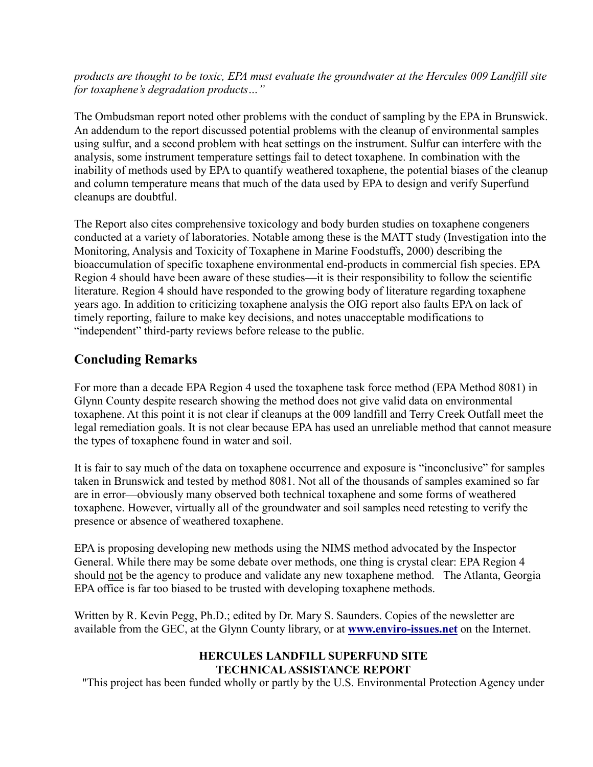*products are thought to be toxic, EPA must evaluate the groundwater at the Hercules 009 Landfill site for toxaphene's degradation products…"*

The Ombudsman report noted other problems with the conduct of sampling by the EPA in Brunswick. An addendum to the report discussed potential problems with the cleanup of environmental samples using sulfur, and a second problem with heat settings on the instrument. Sulfur can interfere with the analysis, some instrument temperature settings fail to detect toxaphene. In combination with the inability of methods used by EPA to quantify weathered toxaphene, the potential biases of the cleanup and column temperature means that much of the data used by EPA to design and verify Superfund cleanups are doubtful.

The Report also cites comprehensive toxicology and body burden studies on toxaphene congeners conducted at a variety of laboratories. Notable among these is the MATT study (Investigation into the Monitoring, Analysis and Toxicity of Toxaphene in Marine Foodstuffs, 2000) describing the bioaccumulation of specific toxaphene environmental end-products in commercial fish species. EPA Region 4 should have been aware of these studies—it is their responsibility to follow the scientific literature. Region 4 should have responded to the growing body of literature regarding toxaphene years ago. In addition to criticizing toxaphene analysis the OIG report also faults EPA on lack of timely reporting, failure to make key decisions, and notes unacceptable modifications to "independent" third-party reviews before release to the public.

## Concluding Remarks

For more than a decade EPA Region 4 used the toxaphene task force method (EPA Method 8081) in Glynn County despite research showing the method does not give valid data on environmental toxaphene. At this point it is not clear if cleanups at the 009 landfill and Terry Creek Outfall meet the legal remediation goals. It is not clear because EPA has used an unreliable method that cannot measure the types of toxaphene found in water and soil.

It is fair to say much of the data on toxaphene occurrence and exposure is "inconclusive" for samples taken in Brunswick and tested by method 8081. Not all of the thousands of samples examined so far are in error—obviously many observed both technical toxaphene and some forms of weathered toxaphene. However, virtually all of the groundwater and soil samples need retesting to verify the presence or absence of weathered toxaphene.

EPA is proposing developing new methods using the NIMS method advocated by the Inspector General. While there may be some debate over methods, one thing is crystal clear: EPA Region 4 should <u>not</u> be the agency to produce and validate any new toxaphene method. The Atlanta, Georgia EPA office is far too biased to be trusted with developing toxaphene methods.

Written by R. Kevin Pegg, Ph.D.; edited by Dr. Mary S. Saunders. Copies of the newsletter are available from the GEC, at the Glynn County library, or at **www.enviro-issues.net** on the Internet.

**HERCULES LANDFILL SUPERFUND SITE**
**TECHNICAL ASSISTANCE REPORT**

"This project has been funded wholly or partly by the U.S. Environmental Protection Agency under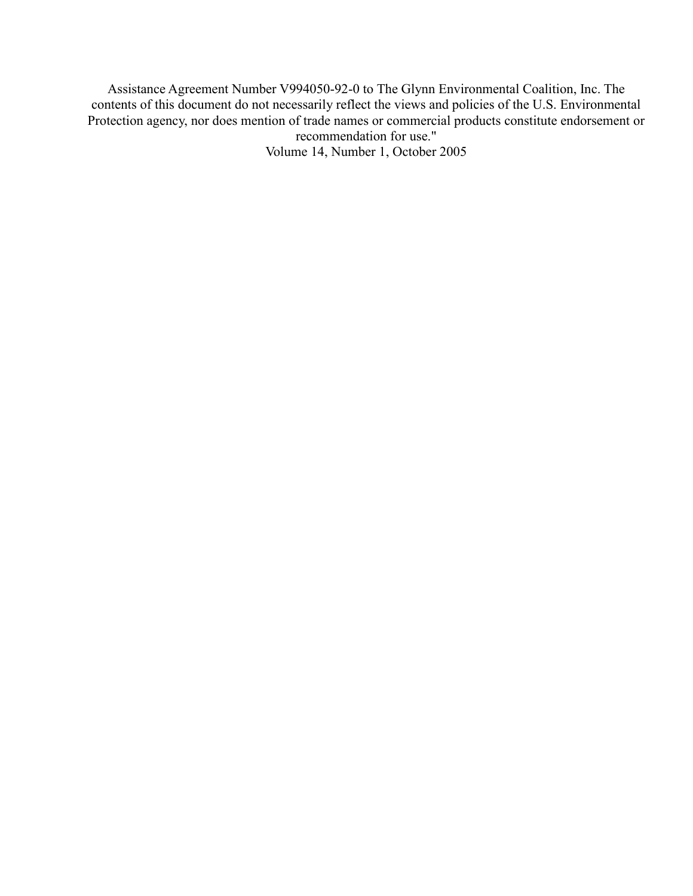Assistance Agreement Number V994050-92-0 to The Glynn Environmental Coalition, Inc. The contents of this document do not necessarily reflect the views and policies of the U.S. Environmental Protection agency, nor does mention of trade names or commercial products constitute endorsement or recommendation for use."

Volume 14, Number 1, October 2005